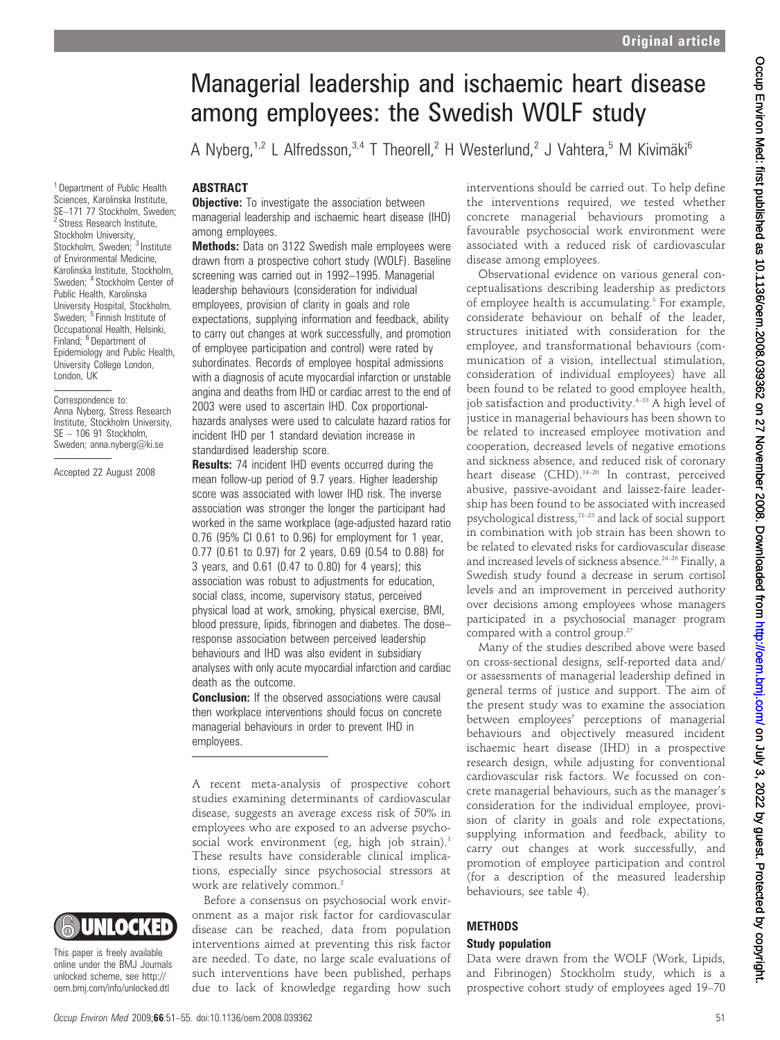# Managerial leadership and ischaemic heart disease among employees: the Swedish WOLF study

A Nyberg,[1,2] L Alfredsson,[3,4] T Theorell,[2] H Westerlund,[2] J Vahtera,[5] M Kivimäki[6]

[1] Department of Public Health Sciences, Karolinska Institute, SE–171 77 Stockholm, Sweden; [2] Stress Research Institute, Stockholm University, Stockholm, Sweden; [3] Institute of Environmental Medicine, Karolinska Institute, Stockholm, Sweden; [4] Stockholm Center of Public Health, Karolinska University Hospital, Stockholm, Sweden; [5] Finnish Institute of Occupational Health, Helsinki, Finland; [6] Department of Epidemiology and Public Health, University College London, London, UK

Correspondence to: Anna Nyberg, Stress Research Institute, Stockholm University, SE – 106 91 Stockholm, Sweden; anna.nyberg@ki.se

Accepted 22 August 2008

This paper is freely available online under the BMJ Journals unlocked scheme, see http://oem.bmj.com/info/unlocked.dtl

## ABSTRACT

**Objective:** To investigate the association between managerial leadership and ischaemic heart disease (IHD) among employees.

**Methods:** Data on 3122 Swedish male employees were drawn from a prospective cohort study (WOLF). Baseline screening was carried out in 1992–1995. Managerial leadership behaviours (consideration for individual employees, provision of clarity in goals and role expectations, supplying information and feedback, ability to carry out changes at work successfully, and promotion of employee participation and control) were rated by subordinates. Records of employee hospital admissions with a diagnosis of acute myocardial infarction or unstable angina and deaths from IHD or cardiac arrest to the end of 2003 were used to ascertain IHD. Cox proportional-hazards analyses were used to calculate hazard ratios for incident IHD per 1 standard deviation increase in standardised leadership score.

**Results:** 74 incident IHD events occurred during the mean follow-up period of 9.7 years. Higher leadership score was associated with lower IHD risk. The inverse association was stronger the longer the participant had worked in the same workplace (age-adjusted hazard ratio 0.76 (95% CI 0.61 to 0.96) for employment for 1 year, 0.77 (0.61 to 0.97) for 2 years, 0.69 (0.54 to 0.88) for 3 years, and 0.61 (0.47 to 0.80) for 4 years); this association was robust to adjustments for education, social class, income, supervisory status, perceived physical load at work, smoking, physical exercise, BMI, blood pressure, lipids, fibrinogen and diabetes. The dose–response association between perceived leadership behaviours and IHD was also evident in subsidiary analyses with only acute myocardial infarction and cardiac death as the outcome.

**Conclusion:** If the observed associations were causal then workplace interventions should focus on concrete managerial behaviours in order to prevent IHD in employees.

A recent meta-analysis of prospective cohort studies examining determinants of cardiovascular disease, suggests an average excess risk of 50% in employees who are exposed to an adverse psychosocial work environment (eg, high job strain).[1] These results have considerable clinical implications, especially since psychosocial stressors at work are relatively common.[2]

Before a consensus on psychosocial work environment as a major risk factor for cardiovascular disease can be reached, data from population interventions aimed at preventing this risk factor are needed. To date, no large scale evaluations of such interventions have been published, perhaps due to lack of knowledge regarding how such interventions should be carried out. To help define the interventions required, we tested whether concrete managerial behaviours promoting a favourable psychosocial work environment were associated with a reduced risk of cardiovascular disease among employees.

Observational evidence on various general conceptualisations describing leadership as predictors of employee health is accumulating.[3] For example, considerate behaviour on behalf of the leader, structures initiated with consideration for the employee, and transformational behaviours (communication of a vision, intellectual stimulation, consideration of individual employees) have all been found to be related to good employee health, job satisfaction and productivity.[4–13] A high level of justice in managerial behaviours has been shown to be related to increased employee motivation and cooperation, decreased levels of negative emotions and sickness absence, and reduced risk of coronary heart disease (CHD).[14–20] In contrast, perceived abusive, passive-avoidant and laissez-faire leadership has been found to be associated with increased psychological distress,[21–23] and lack of social support in combination with job strain has been shown to be related to elevated risks for cardiovascular disease and increased levels of sickness absence.[24–26] Finally, a Swedish study found a decrease in serum cortisol levels and an improvement in perceived authority over decisions among employees whose managers participated in a psychosocial manager program compared with a control group.[27]

Many of the studies described above were based on cross-sectional designs, self-reported data and/or assessments of managerial leadership defined in general terms of justice and support. The aim of the present study was to examine the association between employees' perceptions of managerial behaviours and objectively measured incident ischaemic heart disease (IHD) in a prospective research design, while adjusting for conventional cardiovascular risk factors. We focussed on concrete managerial behaviours, such as the manager's consideration for the individual employee, provision of clarity in goals and role expectations, supplying information and feedback, ability to carry out changes at work successfully, and promotion of employee participation and control (for a description of the measured leadership behaviours, see table 4).

## METHODS

### Study population

Data were drawn from the WOLF (Work, Lipids, and Fibrinogen) Stockholm study, which is a prospective cohort study of employees aged 19–70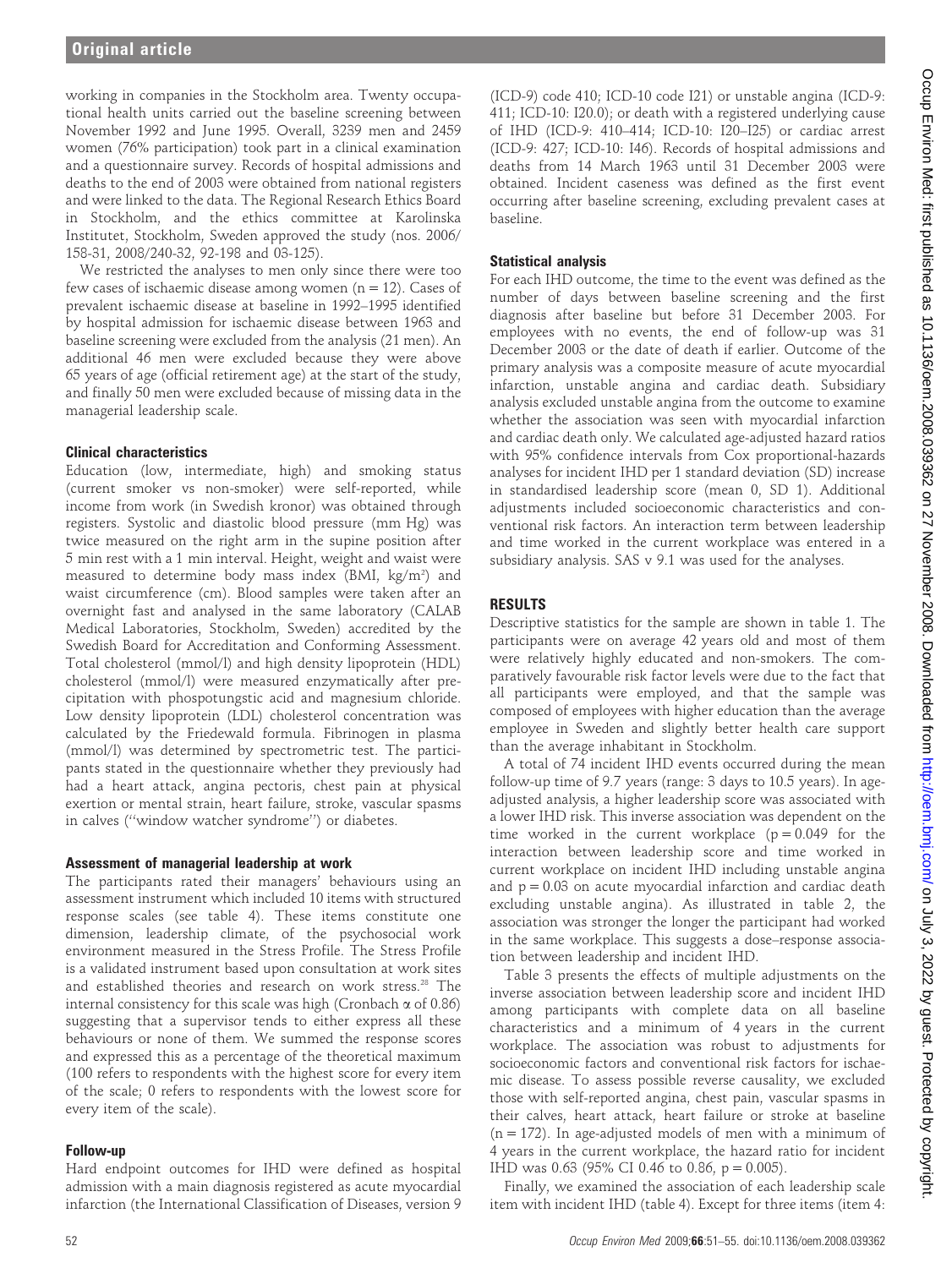working in companies in the Stockholm area. Twenty occupational health units carried out the baseline screening between November 1992 and June 1995. Overall, 3239 men and 2459 women (76% participation) took part in a clinical examination and a questionnaire survey. Records of hospital admissions and deaths to the end of 2003 were obtained from national registers and were linked to the data. The Regional Research Ethics Board in Stockholm, and the ethics committee at Karolinska Institutet, Stockholm, Sweden approved the study (nos. 2006/158-31, 2008/240-32, 92-198 and 03-125).

We restricted the analyses to men only since there were too few cases of ischaemic disease among women (n = 12). Cases of prevalent ischaemic disease at baseline in 1992–1995 identified by hospital admission for ischaemic disease between 1963 and baseline screening were excluded from the analysis (21 men). An additional 46 men were excluded because they were above 65 years of age (official retirement age) at the start of the study, and finally 50 men were excluded because of missing data in the managerial leadership scale.

### Clinical characteristics

Education (low, intermediate, high) and smoking status (current smoker vs non-smoker) were self-reported, while income from work (in Swedish kronor) was obtained through registers. Systolic and diastolic blood pressure (mm Hg) was twice measured on the right arm in the supine position after 5 min rest with a 1 min interval. Height, weight and waist were measured to determine body mass index (BMI, $kg/m^2$) and waist circumference (cm). Blood samples were taken after an overnight fast and analysed in the same laboratory (CALAB Medical Laboratories, Stockholm, Sweden) accredited by the Swedish Board for Accreditation and Conforming Assessment. Total cholesterol (mmol/l) and high density lipoprotein (HDL) cholesterol (mmol/l) were measured enzymatically after precipitation with phospotungstic acid and magnesium chloride. Low density lipoprotein (LDL) cholesterol concentration was calculated by the Friedewald formula. Fibrinogen in plasma (mmol/l) was determined by spectrometric test. The participants stated in the questionnaire whether they previously had had a heart attack, angina pectoris, chest pain at physical exertion or mental strain, heart failure, stroke, vascular spasms in calves ("window watcher syndrome") or diabetes.

### Assessment of managerial leadership at work

The participants rated their managers' behaviours using an assessment instrument which included 10 items with structured response scales (see table 4). These items constitute one dimension, leadership climate, of the psychosocial work environment measured in the Stress Profile. The Stress Profile is a validated instrument based upon consultation at work sites and established theories and research on work stress.[28] The internal consistency for this scale was high (Cronbach $\alpha$ of 0.86) suggesting that a supervisor tends to either express all these behaviours or none of them. We summed the response scores and expressed this as a percentage of the theoretical maximum (100 refers to respondents with the highest score for every item of the scale; 0 refers to respondents with the lowest score for every item of the scale).

### Follow-up

Hard endpoint outcomes for IHD were defined as hospital admission with a main diagnosis registered as acute myocardial infarction (the International Classification of Diseases, version 9 (ICD-9) code 410; ICD-10 code I21) or unstable angina (ICD-9: 411; ICD-10: I20.0); or death with a registered underlying cause of IHD (ICD-9: 410–414; ICD-10: I20–I25) or cardiac arrest (ICD-9: 427; ICD-10: I46). Records of hospital admissions and deaths from 14 March 1963 until 31 December 2003 were obtained. Incident caseness was defined as the first event occurring after baseline screening, excluding prevalent cases at baseline.

### Statistical analysis

For each IHD outcome, the time to the event was defined as the number of days between baseline screening and the first diagnosis after baseline but before 31 December 2003. For employees with no events, the end of follow-up was 31 December 2003 or the date of death if earlier. Outcome of the primary analysis was a composite measure of acute myocardial infarction, unstable angina and cardiac death. Subsidiary analysis excluded unstable angina from the outcome to examine whether the association was seen with myocardial infarction and cardiac death only. We calculated age-adjusted hazard ratios with 95% confidence intervals from Cox proportional-hazards analyses for incident IHD per 1 standard deviation (SD) increase in standardised leadership score (mean 0, SD 1). Additional adjustments included socioeconomic characteristics and conventional risk factors. An interaction term between leadership and time worked in the current workplace was entered in a subsidiary analysis. SAS v 9.1 was used for the analyses.

## RESULTS

Descriptive statistics for the sample are shown in table 1. The participants were on average 42 years old and most of them were relatively highly educated and non-smokers. The comparatively favourable risk factor levels were due to the fact that all participants were employed, and that the sample was composed of employees with higher education than the average employee in Sweden and slightly better health care support than the average inhabitant in Stockholm.

A total of 74 incident IHD events occurred during the mean follow-up time of 9.7 years (range: 3 days to 10.5 years). In age-adjusted analysis, a higher leadership score was associated with a lower IHD risk. This inverse association was dependent on the time worked in the current workplace ($p = 0.049$ for the interaction between leadership score and time worked in current workplace on incident IHD including unstable angina and $p = 0.03$ on acute myocardial infarction and cardiac death excluding unstable angina). As illustrated in table 2, the association was stronger the longer the participant had worked in the same workplace. This suggests a dose–response association between leadership and incident IHD.

Table 3 presents the effects of multiple adjustments on the inverse association between leadership score and incident IHD among participants with complete data on all baseline characteristics and a minimum of 4 years in the current workplace. The association was robust to adjustments for socioeconomic factors and conventional risk factors for ischaemic disease. To assess possible reverse causality, we excluded those with self-reported angina, chest pain, vascular spasms in their calves, heart attack, heart failure or stroke at baseline (n = 172). In age-adjusted models of men with a minimum of 4 years in the current workplace, the hazard ratio for incident IHD was 0.63 (95% CI 0.46 to 0.86, $p = 0.005$).

Finally, we examined the association of each leadership scale item with incident IHD (table 4). Except for three items (item 4: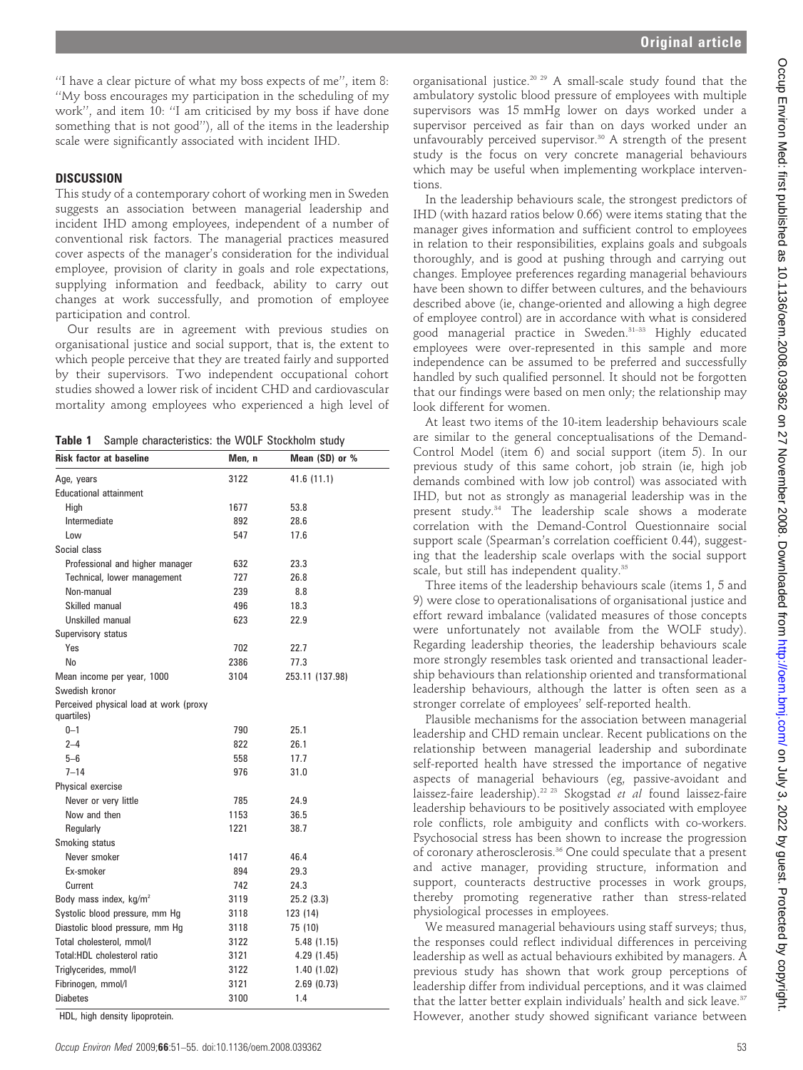"I have a clear picture of what my boss expects of me", item 8: "My boss encourages my participation in the scheduling of my work", and item 10: "I am criticised by my boss if have done something that is not good"), all of the items in the leadership scale were significantly associated with incident IHD.

## DISCUSSION

This study of a contemporary cohort of working men in Sweden suggests an association between managerial leadership and incident IHD among employees, independent of a number of conventional risk factors. The managerial practices measured cover aspects of the manager's consideration for the individual employee, provision of clarity in goals and role expectations, supplying information and feedback, ability to carry out changes at work successfully, and promotion of employee participation and control.

Our results are in agreement with previous studies on organisational justice and social support, that is, the extent to which people perceive that they are treated fairly and supported by their supervisors. Two independent occupational cohort studies showed a lower risk of incident CHD and cardiovascular mortality among employees who experienced a high level of organisational justice.[20 29] A small-scale study found that the ambulatory systolic blood pressure of employees with multiple supervisors was 15 mmHg lower on days worked under a supervisor perceived as fair than on days worked under an unfavourably perceived supervisor.[30] A strength of the present study is the focus on very concrete managerial behaviours which may be useful when implementing workplace interventions.

**Table 1** Sample characteristics: the WOLF Stockholm study

| Risk factor at baseline | Men, n | Mean (SD) or % |
|---|---|---|
| Age, years | 3122 | 41.6 (11.1) |
| Educational attainment | | |
| High | 1677 | 53.8 |
| Intermediate | 892 | 28.6 |
| Low | 547 | 17.6 |
| Social class | | |
| Professional and higher manager | 632 | 23.3 |
| Technical, lower management | 727 | 26.8 |
| Non-manual | 239 | 8.8 |
| Skilled manual | 496 | 18.3 |
| Unskilled manual | 623 | 22.9 |
| Supervisory status | | |
| Yes | 702 | 22.7 |
| No | 2386 | 77.3 |
| Mean income per year, 1000 Swedish kronor | 3104 | 253.11 (137.98) |
| Perceived physical load at work (proxy quartiles) | | |
| 0–1 | 790 | 25.1 |
| 2–4 | 822 | 26.1 |
| 5–6 | 558 | 17.7 |
| 7–14 | 976 | 31.0 |
| Physical exercise | | |
| Never or very little | 785 | 24.9 |
| Now and then | 1153 | 36.5 |
| Regularly | 1221 | 38.7 |
| Smoking status | | |
| Never smoker | 1417 | 46.4 |
| Ex-smoker | 894 | 29.3 |
| Current | 742 | 24.3 |
| Body mass index, kg/m² | 3119 | 25.2 (3.3) |
| Systolic blood pressure, mm Hg | 3118 | 123 (14) |
| Diastolic blood pressure, mm Hg | 3118 | 75 (10) |
| Total cholesterol, mmol/l | 3122 | 5.48 (1.15) |
| Total:HDL cholesterol ratio | 3121 | 4.29 (1.45) |
| Triglycerides, mmol/l | 3122 | 1.40 (1.02) |
| Fibrinogen, mmol/l | 3121 | 2.69 (0.73) |
| Diabetes | 3100 | 1.4 |

HDL, high density lipoprotein.

In the leadership behaviours scale, the strongest predictors of IHD (with hazard ratios below 0.66) were items stating that the manager gives information and sufficient control to employees in relation to their responsibilities, explains goals and subgoals thoroughly, and is good at pushing through and carrying out changes. Employee preferences regarding managerial behaviours have been shown to differ between cultures, and the behaviours described above (ie, change-oriented and allowing a high degree of employee control) are in accordance with what is considered good managerial practice in Sweden.[31–33] Highly educated employees were over-represented in this sample and more independence can be assumed to be preferred and successfully handled by such qualified personnel. It should not be forgotten that our findings were based on men only; the relationship may look different for women.

At least two items of the 10-item leadership behaviours scale are similar to the general conceptualisations of the Demand-Control Model (item 6) and social support (item 5). In our previous study of this same cohort, job strain (ie, high job demands combined with low job control) was associated with IHD, but not as strongly as managerial leadership was in the present study.[34] The leadership scale shows a moderate correlation with the Demand-Control Questionnaire social support scale (Spearman's correlation coefficient 0.44), suggesting that the leadership scale overlaps with the social support scale, but still has independent quality.[35]

Three items of the leadership behaviours scale (items 1, 5 and 9) were close to operationalisations of organisational justice and effort reward imbalance (validated measures of those concepts were unfortunately not available from the WOLF study). Regarding leadership theories, the leadership behaviours scale more strongly resembles task oriented and transactional leadership behaviours than relationship oriented and transformational leadership behaviours, although the latter is often seen as a stronger correlate of employees' self-reported health.

Plausible mechanisms for the association between managerial leadership and CHD remain unclear. Recent publications on the relationship between managerial leadership and subordinate self-reported health have stressed the importance of negative aspects of managerial behaviours (eg, passive-avoidant and laissez-faire leadership).[22 23] Skogstad *et al* found laissez-faire leadership behaviours to be positively associated with employee role conflicts, role ambiguity and conflicts with co-workers. Psychosocial stress has been shown to increase the progression of coronary atherosclerosis.[36] One could speculate that a present and active manager, providing structure, information and support, counteracts destructive processes in work groups, thereby promoting regenerative rather than stress-related physiological processes in employees.

We measured managerial behaviours using staff surveys; thus, the responses could reflect individual differences in perceiving leadership as well as actual behaviours exhibited by managers. A previous study has shown that work group perceptions of leadership differ from individual perceptions, and it was claimed that the latter better explain individuals' health and sick leave.[37] However, another study showed significant variance between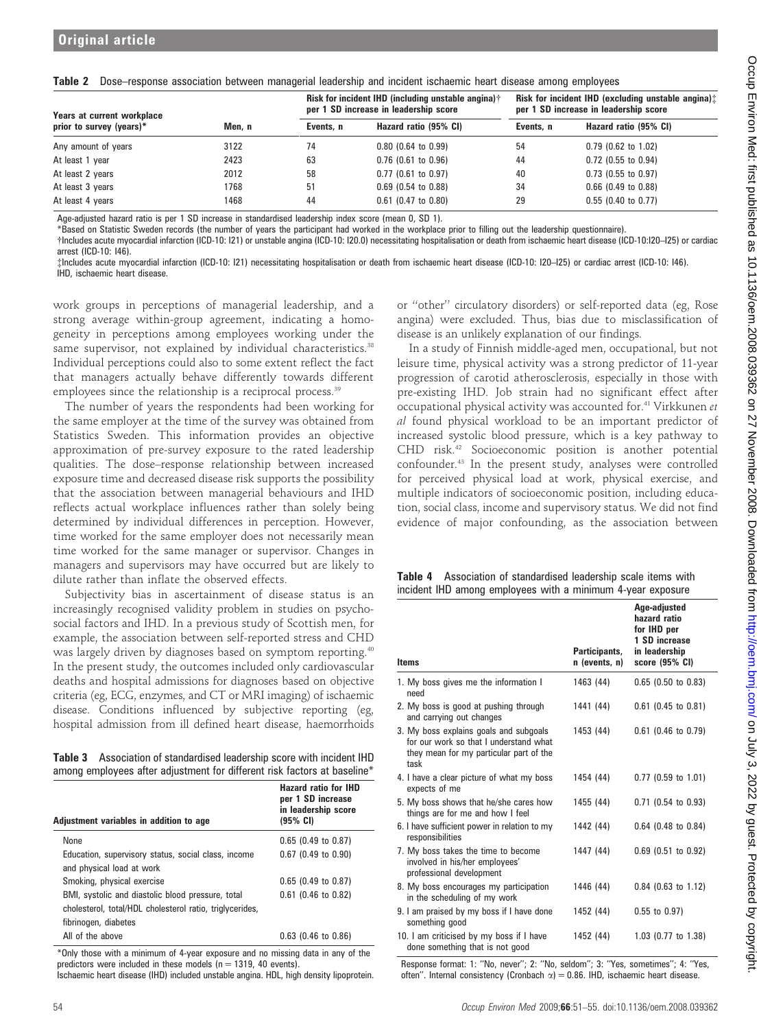**Table 2** Dose–response association between managerial leadership and incident ischaemic heart disease among employees

| Years at current workplace prior to survey (years)* | Men, n | Risk for incident IHD (including unstable angina)† per 1 SD increase in leadership score | | Risk for incident IHD (excluding unstable angina)‡ per 1 SD increase in leadership score | |
|---|---|---|---|---|---|
| | | Events, n | Hazard ratio (95% CI) | Events, n | Hazard ratio (95% CI) |
| Any amount of years | 3122 | 74 | 0.80 (0.64 to 0.99) | 54 | 0.79 (0.62 to 1.02) |
| At least 1 year | 2423 | 63 | 0.76 (0.61 to 0.96) | 44 | 0.72 (0.55 to 0.94) |
| At least 2 years | 2012 | 58 | 0.77 (0.61 to 0.97) | 40 | 0.73 (0.55 to 0.97) |
| At least 3 years | 1768 | 51 | 0.69 (0.54 to 0.88) | 34 | 0.66 (0.49 to 0.88) |
| At least 4 years | 1468 | 44 | 0.61 (0.47 to 0.80) | 29 | 0.55 (0.40 to 0.77) |

Age-adjusted hazard ratio is per 1 SD increase in standardised leadership index score (mean 0, SD 1).
*Based on Statistic Sweden records (the number of years the participant had worked in the workplace prior to filling out the leadership questionnaire).
†Includes acute myocardial infarction (ICD-10: I21) or unstable angina (ICD-10: I20.0) necessitating hospitalisation or death from ischaemic heart disease (ICD-10:I20–I25) or cardiac arrest (ICD-10: I46).
‡Includes acute myocardial infarction (ICD-10: I21) necessitating hospitalisation or death from ischaemic heart disease (ICD-10: I20–I25) or cardiac arrest (ICD-10: I46).
IHD, ischaemic heart disease.

work groups in perceptions of managerial leadership, and a strong average within-group agreement, indicating a homogeneity in perceptions among employees working under the same supervisor, not explained by individual characteristics.[38] Individual perceptions could also to some extent reflect the fact that managers actually behave differently towards different employees since the relationship is a reciprocal process.[39]

The number of years the respondents had been working for the same employer at the time of the survey was obtained from Statistics Sweden. This information provides an objective approximation of pre-survey exposure to the rated leadership qualities. The dose–response relationship between increased exposure time and decreased disease risk supports the possibility that the association between managerial behaviours and IHD reflects actual workplace influences rather than solely being determined by individual differences in perception. However, time worked for the same employer does not necessarily mean time worked for the same manager or supervisor. Changes in managers and supervisors may have occurred but are likely to dilute rather than inflate the observed effects.

Subjectivity bias in ascertainment of disease status is an increasingly recognised validity problem in studies on psychosocial factors and IHD. In a previous study of Scottish men, for example, the association between self-reported stress and CHD was largely driven by diagnoses based on symptom reporting.[40] In the present study, the outcomes included only cardiovascular deaths and hospital admissions for diagnoses based on objective criteria (eg, ECG, enzymes, and CT or MRI imaging) of ischaemic disease. Conditions influenced by subjective reporting (eg, hospital admission from ill defined heart disease, haemorrhoids or "other" circulatory disorders) or self-reported data (eg, Rose angina) were excluded. Thus, bias due to misclassification of disease is an unlikely explanation of our findings.

In a study of Finnish middle-aged men, occupational, but not leisure time, physical activity was a strong predictor of 11-year progression of carotid atherosclerosis, especially in those with pre-existing IHD. Job strain had no significant effect after occupational physical activity was accounted for.[41] Virkkunen *et al* found physical workload to be an important predictor of increased systolic blood pressure, which is a key pathway to CHD risk.[42] Socioeconomic position is another potential confounder.[43] In the present study, analyses were controlled for perceived physical load at work, physical exercise, and multiple indicators of socioeconomic position, including education, social class, income and supervisory status. We did not find evidence of major confounding, as the association between

**Table 3** Association of standardised leadership score with incident IHD among employees after adjustment for different risk factors at baseline*

| Adjustment variables in addition to age | Hazard ratio for IHD per 1 SD increase in leadership score (95% CI) |
|---|---|
| None | 0.65 (0.49 to 0.87) |
| Education, supervisory status, social class, income and physical load at work | 0.67 (0.49 to 0.90) |
| Smoking, physical exercise | 0.65 (0.49 to 0.87) |
| BMI, systolic and diastolic blood pressure, total cholesterol, total/HDL cholesterol ratio, triglycerides, fibrinogen, diabetes | 0.61 (0.46 to 0.82) |
| All of the above | 0.63 (0.46 to 0.86) |

*Only those with a minimum of 4-year exposure and no missing data in any of the predictors were included in these models (n = 1319, 40 events).
Ischaemic heart disease (IHD) included unstable angina. HDL, high density lipoprotein.

**Table 4** Association of standardised leadership scale items with incident IHD among employees with a minimum 4-year exposure

| Items | Participants, n (events, n) | Age-adjusted hazard ratio for IHD per 1 SD increase in leadership score (95% CI) |
|---|---|---|
| 1. My boss gives me the information I need | 1463 (44) | 0.65 (0.50 to 0.83) |
| 2. My boss is good at pushing through and carrying out changes | 1441 (44) | 0.61 (0.45 to 0.81) |
| 3. My boss explains goals and subgoals for our work so that I understand what they mean for my particular part of the task | 1453 (44) | 0.61 (0.46 to 0.79) |
| 4. I have a clear picture of what my boss expects of me | 1454 (44) | 0.77 (0.59 to 1.01) |
| 5. My boss shows that he/she cares how things are for me and how I feel | 1455 (44) | 0.71 (0.54 to 0.93) |
| 6. I have sufficient power in relation to my responsibilities | 1442 (44) | 0.64 (0.48 to 0.84) |
| 7. My boss takes the time to become involved in his/her employees' professional development | 1447 (44) | 0.69 (0.51 to 0.92) |
| 8. My boss encourages my participation in the scheduling of my work | 1446 (44) | 0.84 (0.63 to 1.12) |
| 9. I am praised by my boss if I have done something good | 1452 (44) | 0.55 to 0.97) |
| 10. I am criticised by my boss if I have done something that is not good | 1452 (44) | 1.03 (0.77 to 1.38) |

Response format: 1: "No, never"; 2: "No, seldom"; 3: "Yes, sometimes"; 4: "Yes, often". Internal consistency (Cronbach α) = 0.86. IHD, ischaemic heart disease.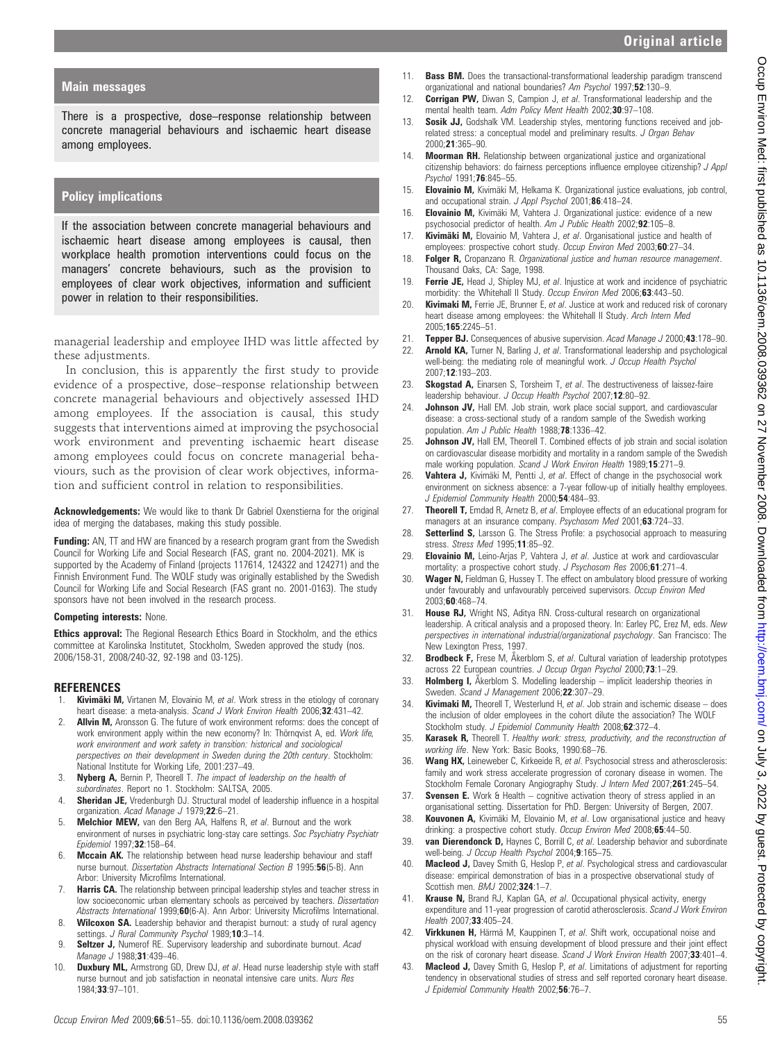## Main messages

There is a prospective, dose–response relationship between concrete managerial behaviours and ischaemic heart disease among employees.

## Policy implications

If the association between concrete managerial behaviours and ischaemic heart disease among employees is causal, then workplace health promotion interventions could focus on the managers' concrete behaviours, such as the provision to employees of clear work objectives, information and sufficient power in relation to their responsibilities.

managerial leadership and employee IHD was little affected by these adjustments.

In conclusion, this is apparently the first study to provide evidence of a prospective, dose–response relationship between concrete managerial behaviours and objectively assessed IHD among employees. If the association is causal, this study suggests that interventions aimed at improving the psychosocial work environment and preventing ischaemic heart disease among employees could focus on concrete managerial behaviours, such as the provision of clear work objectives, information and sufficient control in relation to responsibilities.

**Acknowledgements:** We would like to thank Dr Gabriel Oxenstierna for the original idea of merging the databases, making this study possible.

**Funding:** AN, TT and HW are financed by a research program grant from the Swedish Council for Working Life and Social Research (FAS, grant no. 2004-2021). MK is supported by the Academy of Finland (projects 117614, 124322 and 124271) and the Finnish Environment Fund. The WOLF study was originally established by the Swedish Council for Working Life and Social Research (FAS grant no. 2001-0163). The study sponsors have not been involved in the research process.

**Competing interests:** None.

**Ethics approval:** The Regional Research Ethics Board in Stockholm, and the ethics committee at Karolinska Institutet, Stockholm, Sweden approved the study (nos. 2006/158-31, 2008/240-32, 92-198 and 03-125).

## REFERENCES

1. **Kivimäki M,** Virtanen M, Elovainio M, *et al*. Work stress in the etiology of coronary heart disease: a meta-analysis. *Scand J Work Environ Health* 2006;**32**:431–42.
2. **Allvin M,** Aronsson G. The future of work environment reforms: does the concept of work environment apply within the new economy? In: Thörnqvist A, ed. *Work life, work environment and work safety in transition: historical and sociological perspectives on their development in Sweden during the 20th century*. Stockholm: National Institute for Working Life, 2001:237–49.
3. **Nyberg A,** Bernin P, Theorell T. *The impact of leadership on the health of subordinates*. Report no 1. Stockholm: SALTSA, 2005.
4. **Sheridan JE,** Vredenburgh DJ. Structural model of leadership influence in a hospital organization. *Acad Manage J* 1979;**22**:6–21.
5. **Melchior MEW,** van den Berg AA, Halfens R, *et al*. Burnout and the work environment of nurses in psychiatric long-stay care settings. *Soc Psychiatry Psychiatr Epidemiol* 1997;**32**:158–64.
6. **Mccain AK.** The relationship between head nurse leadership behaviour and staff nurse burnout. *Dissertation Abstracts International Section B* 1995:**56**(5-B). Ann Arbor: University Microfilms International.
7. **Harris CA.** The relationship between principal leadership styles and teacher stress in low socioeconomic urban elementary schools as perceived by teachers. *Dissertation Abstracts International* 1999;**60**(6-A). Ann Arbor: University Microfilms International.
8. **Wilcoxon SA.** Leadership behavior and therapist burnout: a study of rural agency settings. *J Rural Community Psychol* 1989;**10**:3–14.
9. **Seltzer J,** Numerof RE. Supervisory leadership and subordinate burnout. *Acad Manage J* 1988;**31**:439–46.
10. **Duxbury ML,** Armstrong GD, Drew DJ, *et al*. Head nurse leadership style with staff nurse burnout and job satisfaction in neonatal intensive care units. *Nurs Res* 1984;**33**:97–101.
11. **Bass BM.** Does the transactional-transformational leadership paradigm transcend organizational and national boundaries? *Am Psychol* 1997;**52**:130–9.
12. **Corrigan PW,** Diwan S, Campion J, *et al*. Transformational leadership and the mental health team. *Adm Policy Ment Health* 2002;**30**:97–108.
13. **Sosik JJ,** Godshalk VM. Leadership styles, mentoring functions received and job-related stress: a conceptual model and preliminary results. *J Organ Behav* 2000;**21**:365–90.
14. **Moorman RH.** Relationship between organizational justice and organizational citizenship behaviors: do fairness perceptions influence employee citizenship? *J Appl Psychol* 1991;**76**:845–55.
15. **Elovainio M,** Kivimäki M, Helkama K. Organizational justice evaluations, job control, and occupational strain. *J Appl Psychol* 2001;**86**:418–24.
16. **Elovainio M,** Kivimäki M, Vahtera J. Organizational justice: evidence of a new psychosocial predictor of health. *Am J Public Health* 2002;**92**:105–8.
17. **Kivimäki M,** Elovainio M, Vahtera J, *et al*. Organisational justice and health of employees: prospective cohort study. *Occup Environ Med* 2003;**60**:27–34.
18. **Folger R,** Cropanzano R. *Organizational justice and human resource management*. Thousand Oaks, CA: Sage, 1998.
19. **Ferrie JE,** Head J, Shipley MJ, *et al*. Injustice at work and incidence of psychiatric morbidity: the Whitehall II Study. *Occup Environ Med* 2006;**63**:443–50.
20. **Kivimaki M,** Ferrie JE, Brunner E, *et al*. Justice at work and reduced risk of coronary heart disease among employees: the Whitehall II Study. *Arch Intern Med* 2005;**165**:2245–51.
21. **Tepper BJ.** Consequences of abusive supervision. *Acad Manage J* 2000;**43**:178–90.
22. **Arnold KA,** Turner N, Barling J, *et al*. Transformational leadership and psychological well-being: the mediating role of meaningful work. *J Occup Health Psychol* 2007;**12**:193–203.
23. **Skogstad A,** Einarsen S, Torsheim T, *et al*. The destructiveness of laissez-faire leadership behaviour. *J Occup Health Psychol* 2007;**12**:80–92.
24. **Johnson JV,** Hall EM. Job strain, work place social support, and cardiovascular disease: a cross-sectional study of a random sample of the Swedish working population. *Am J Public Health* 1988;**78**:1336–42.
25. **Johnson JV,** Hall EM, Theorell T. Combined effects of job strain and social isolation on cardiovascular disease morbidity and mortality in a random sample of the Swedish male working population. *Scand J Work Environ Health* 1989;**15**:271–9.
26. **Vahtera J,** Kivimäki M, Pentti J, *et al*. Effect of change in the psychosocial work environment on sickness absence: a 7-year follow-up of initially healthy employees. *J Epidemiol Community Health* 2000;**54**:484–93.
27. **Theorell T,** Emdad R, Arnetz B, *et al*. Employee effects of an educational program for managers at an insurance company. *Psychosom Med* 2001;**63**:724–33.
28. **Setterlind S,** Larsson G. The Stress Profile: a psychosocial approach to measuring stress. *Stress Med* 1995;**11**:85–92.
29. **Elovainio M,** Leino-Arjas P, Vahtera J, *et al*. Justice at work and cardiovascular mortality: a prospective cohort study. *J Psychosom Res* 2006;**61**:271–4.
30. **Wager N,** Fieldman G, Hussey T. The effect on ambulatory blood pressure of working under favourably and unfavourably perceived supervisors. *Occup Environ Med* 2003;**60**:468–74.
31. **House RJ,** Wright NS, Aditya RN. Cross-cultural research on organizational leadership. A critical analysis and a proposed theory. In: Earley PC, Erez M, eds. *New perspectives in international industrial/organizational psychology*. San Francisco: The New Lexington Press, 1997.
32. **Brodbeck F,** Frese M, Åkerblom S, *et al*. Cultural variation of leadership prototypes across 22 European countries. *J Occup Organ Psychol* 2000;**73**:1–29.
33. **Holmberg I,** Åkerblom S. Modelling leadership – implicit leadership theories in Sweden. *Scand J Management* 2006;**22**:307–29.
34. **Kivimaki M,** Theorell T, Westerlund H, *et al*. Job strain and ischemic disease – does the inclusion of older employees in the cohort dilute the association? The WOLF Stockholm study. *J Epidemiol Community Health* 2008;**62**:372–4.
35. **Karasek R,** Theorell T. *Healthy work: stress, productivity, and the reconstruction of working life*. New York: Basic Books, 1990:68–76.
36. **Wang HX,** Leineweber C, Kirkeeide R, *et al*. Psychosocial stress and atherosclerosis: family and work stress accelerate progression of coronary disease in women. The Stockholm Female Coronary Angiography Study. *J Intern Med* 2007;**261**:245–54.
37. **Svensen E.** Work & Health – cognitive activation theory of stress applied in an organisational setting. Dissertation for PhD. Bergen: University of Bergen, 2007.
38. **Kouvonen A,** Kivimäki M, Elovainio M, *et al*. Low organisational justice and heavy drinking: a prospective cohort study. *Occup Environ Med* 2008;**65**:44–50.
39. **van Dierendonck D,** Haynes C, Borrill C, *et al*. Leadership behavior and subordinate well-being. *J Occup Health Psychol* 2004;**9**:165–75.
40. **Macleod J,** Davey Smith G, Heslop P, *et al*. Psychological stress and cardiovascular disease: empirical demonstration of bias in a prospective observational study of Scottish men. *BMJ* 2002;**324**:1–7.
41. **Krause N,** Brand RJ, Kaplan GA, *et al*. Occupational physical activity, energy expenditure and 11-year progression of carotid atherosclerosis. *Scand J Work Environ Health* 2007;**33**:405–24.
42. **Virkkunen H,** Härmä M, Kauppinen T, *et al*. Shift work, occupational noise and physical workload with ensuing development of blood pressure and their joint effect on the risk of coronary heart disease. *Scand J Work Environ Health* 2007;**33**:401–4.
43. **Macleod J,** Davey Smith G, Heslop P, *et al*. Limitations of adjustment for reporting tendency in observational studies of stress and self reported coronary heart disease. *J Epidemiol Community Health* 2002;**56**:76–7.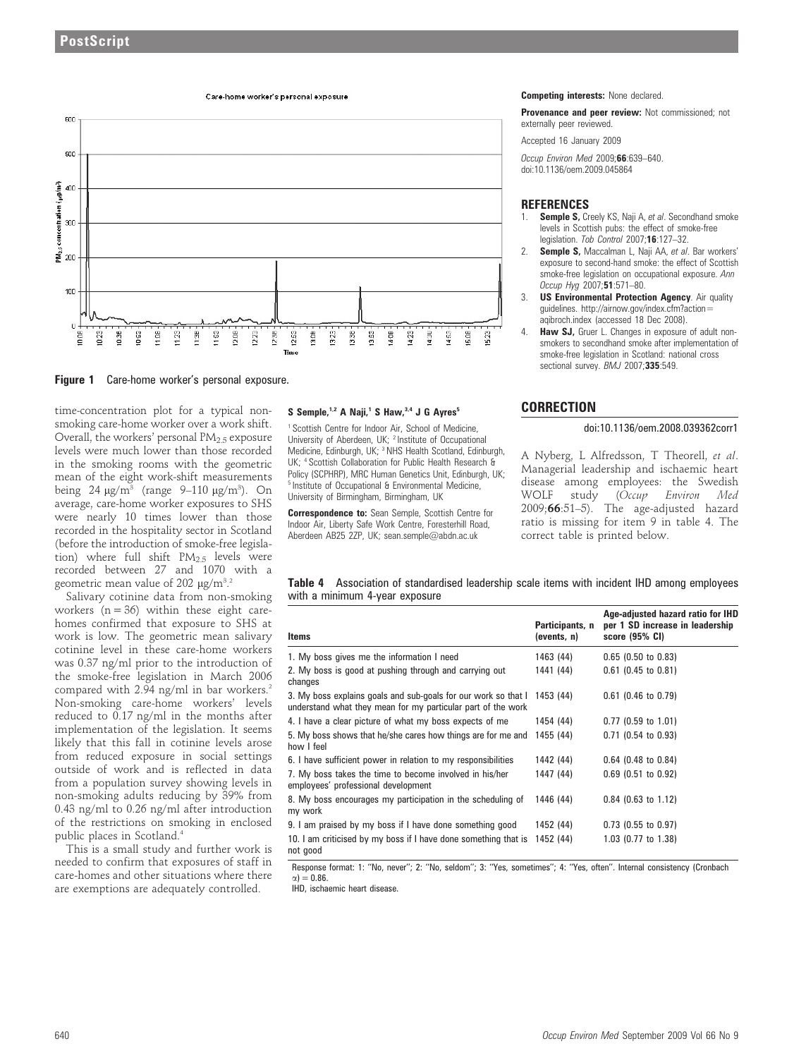Care-home worker's personal exposure

600

500

400

300

200

100

0

$PM_{2.5}$ concentration (µg/m³)

10:08 10:23 10:38 10:53 11:08 11:23 11:38 11:53 12:08 12:23 12:38 12:53 13:08 13:23 13:38 13:53 14:08 14:23 14:38 14:53 15:08 15:23

Time

**Figure 1** Care-home worker's personal exposure.

time-concentration plot for a typical non-smoking care-home worker over a work shift. Overall, the workers' personal $PM_{2.5}$ exposure levels were much lower than those recorded in the smoking rooms with the geometric mean of the eight work-shift measurements being 24 µg/m³ (range 9–110 µg/m³). On average, care-home worker exposures to SHS were nearly 10 times lower than those recorded in the hospitality sector in Scotland (before the introduction of smoke-free legislation) where full shift $PM_{2.5}$ levels were recorded between 27 and 1070 with a geometric mean value of 202 µg/m³.[2]

Salivary cotinine data from non-smoking workers (n = 36) within these eight care-homes confirmed that exposure to SHS at work is low. The geometric mean salivary cotinine level in these care-home workers was 0.37 ng/ml prior to the introduction of the smoke-free legislation in March 2006 compared with 2.94 ng/ml in bar workers.[2] Non-smoking care-home workers' levels reduced to 0.17 ng/ml in the months after implementation of the legislation. It seems likely that this fall in cotinine levels arose from reduced exposure in social settings outside of work and is reflected in data from a population survey showing levels in non-smoking adults reducing by 39% from 0.43 ng/ml to 0.26 ng/ml after introduction of the restrictions on smoking in enclosed public places in Scotland.[4]

This is a small study and further work is needed to confirm that exposures of staff in care-homes and other situations where there are exemptions are adequately controlled.

**S Semple,[1,2] A Naji,[1] S Haw,[3,4] J G Ayres[5]**

[1] Scottish Centre for Indoor Air, School of Medicine, University of Aberdeen, UK; [2] Institute of Occupational Medicine, Edinburgh, UK; [3] NHS Health Scotland, Edinburgh, UK; [4] Scottish Collaboration for Public Health Research & Policy (SCPHRP), MRC Human Genetics Unit, Edinburgh, UK; [5] Institute of Occupational & Environmental Medicine, University of Birmingham, Birmingham, UK

**Correspondence to:** Sean Semple, Scottish Centre for Indoor Air, Liberty Safe Work Centre, Foresterhill Road, Aberdeen AB25 2ZP, UK; sean.semple@abdn.ac.uk

**Competing interests:** None declared.

**Provenance and peer review:** Not commissioned; not externally peer reviewed.

Accepted 16 January 2009

*Occup Environ Med* 2009;**66**:639–640. doi:10.1136/oem.2009.045864

## REFERENCES

1. **Semple S,** Creely KS, Naji A, *et al*. Secondhand smoke levels in Scottish pubs: the effect of smoke-free legislation. *Tob Control* 2007;**16**:127–32.
2. **Semple S,** Maccalman L, Naji AA, *et al*. Bar workers' exposure to second-hand smoke: the effect of Scottish smoke-free legislation on occupational exposure. *Ann Occup Hyg* 2007;**51**:571–80.
3. **US Environmental Protection Agency**. Air quality guidelines. http://airnow.gov/index.cfm?action=aqibroch.index (accessed 18 Dec 2008).
4. **Haw SJ,** Gruer L. Changes in exposure of adult non-smokers to secondhand smoke after implementation of smoke-free legislation in Scotland: national cross sectional survey. *BMJ* 2007;**335**:549.

## CORRECTION

doi:10.1136/oem.2008.039362corr1

A Nyberg, L Alfredsson, T Theorell, *et al*. Managerial leadership and ischaemic heart disease among employees: the Swedish WOLF study (*Occup Environ Med* 2009;**66**:51–5). The age-adjusted hazard ratio is missing for item 9 in table 4. The correct table is printed below.

**Table 4** Association of standardised leadership scale items with incident IHD among employees with a minimum 4-year exposure

| Items | Participants, n (events, n) | Age-adjusted hazard ratio for IHD per 1 SD increase in leadership score (95% CI) |
|---|---|---|
| 1. My boss gives me the information I need | 1463 (44) | 0.65 (0.50 to 0.83) |
| 2. My boss is good at pushing through and carrying out changes | 1441 (44) | 0.61 (0.45 to 0.81) |
| 3. My boss explains goals and sub-goals for our work so that I understand what they mean for my particular part of the work | 1453 (44) | 0.61 (0.46 to 0.79) |
| 4. I have a clear picture of what my boss expects of me | 1454 (44) | 0.77 (0.59 to 1.01) |
| 5. My boss shows that he/she cares how things are for me and how I feel | 1455 (44) | 0.71 (0.54 to 0.93) |
| 6. I have sufficient power in relation to my responsibilities | 1442 (44) | 0.64 (0.48 to 0.84) |
| 7. My boss takes the time to become involved in his/her employees' professional development | 1447 (44) | 0.69 (0.51 to 0.92) |
| 8. My boss encourages my participation in the scheduling of my work | 1446 (44) | 0.84 (0.63 to 1.12) |
| 9. I am praised by my boss if I have done something good | 1452 (44) | 0.73 (0.55 to 0.97) |
| 10. I am criticised by my boss if I have done something that is not good | 1452 (44) | 1.03 (0.77 to 1.38) |

Response format: 1: "No, never"; 2: "No, seldom"; 3: "Yes, sometimes"; 4: "Yes, often". Internal consistency (Cronbach $\alpha$) = 0.86.
IHD, ischaemic heart disease.